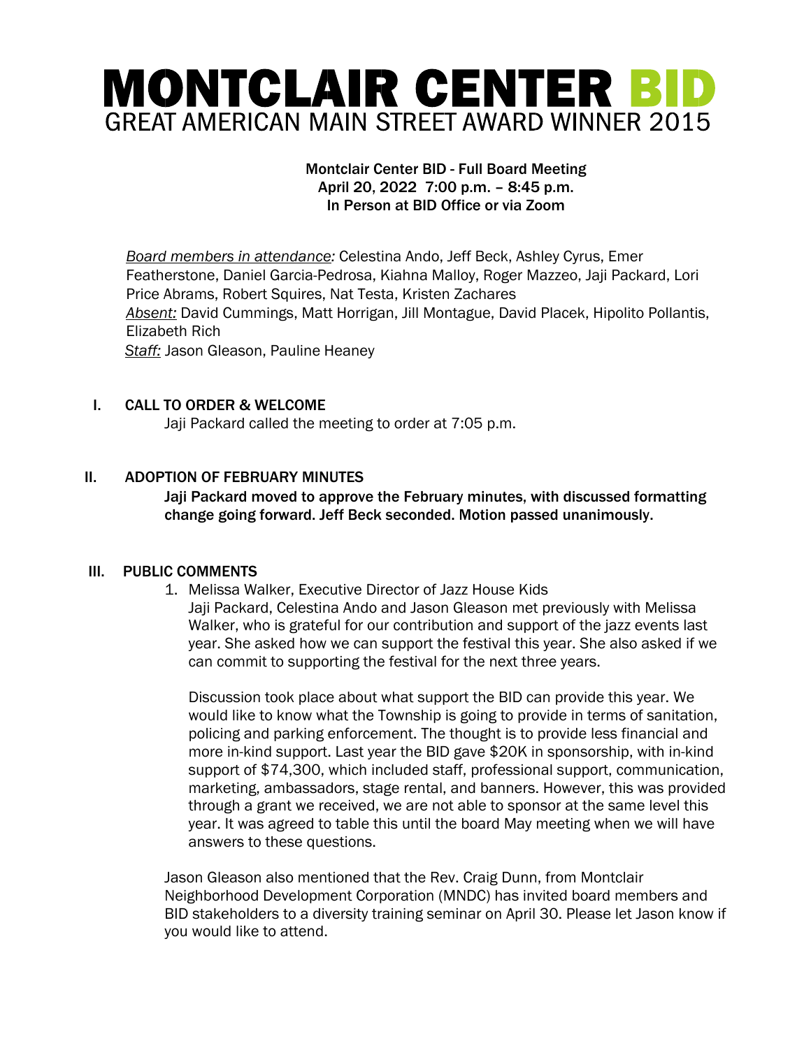# MONTCLAIR CENTER BID
## GREAT AMERICAN MAIN STREET AWARD WINNER 2015

**Montclair Center BID - Full Board Meeting**
**April 20, 2022 7:00 p.m. – 8:45 p.m.**
**In Person at BID Office or via Zoom**

*Board members in attendance:* Celestina Ando, Jeff Beck, Ashley Cyrus, Emer Featherstone, Daniel Garcia-Pedrosa, Kiahna Malloy, Roger Mazzeo, Jaji Packard, Lori Price Abrams, Robert Squires, Nat Testa, Kristen Zachares
*Absent:* David Cummings, Matt Horrigan, Jill Montague, David Placek, Hipolito Pollantis, Elizabeth Rich
*Staff:* Jason Gleason, Pauline Heaney

### I. CALL TO ORDER & WELCOME

Jaji Packard called the meeting to order at 7:05 p.m.

### II. ADOPTION OF FEBRUARY MINUTES

**Jaji Packard moved to approve the February minutes, with discussed formatting change going forward. Jeff Beck seconded. Motion passed unanimously.**

### III. PUBLIC COMMENTS

1. Melissa Walker, Executive Director of Jazz House Kids
   Jaji Packard, Celestina Ando and Jason Gleason met previously with Melissa Walker, who is grateful for our contribution and support of the jazz events last year. She asked how we can support the festival this year. She also asked if we can commit to supporting the festival for the next three years.

   Discussion took place about what support the BID can provide this year. We would like to know what the Township is going to provide in terms of sanitation, policing and parking enforcement. The thought is to provide less financial and more in-kind support. Last year the BID gave $20K in sponsorship, with in-kind support of $74,300, which included staff, professional support, communication, marketing, ambassadors, stage rental, and banners. However, this was provided through a grant we received, we are not able to sponsor at the same level this year. It was agreed to table this until the board May meeting when we will have answers to these questions.

Jason Gleason also mentioned that the Rev. Craig Dunn, from Montclair Neighborhood Development Corporation (MNDC) has invited board members and BID stakeholders to a diversity training seminar on April 30. Please let Jason know if you would like to attend.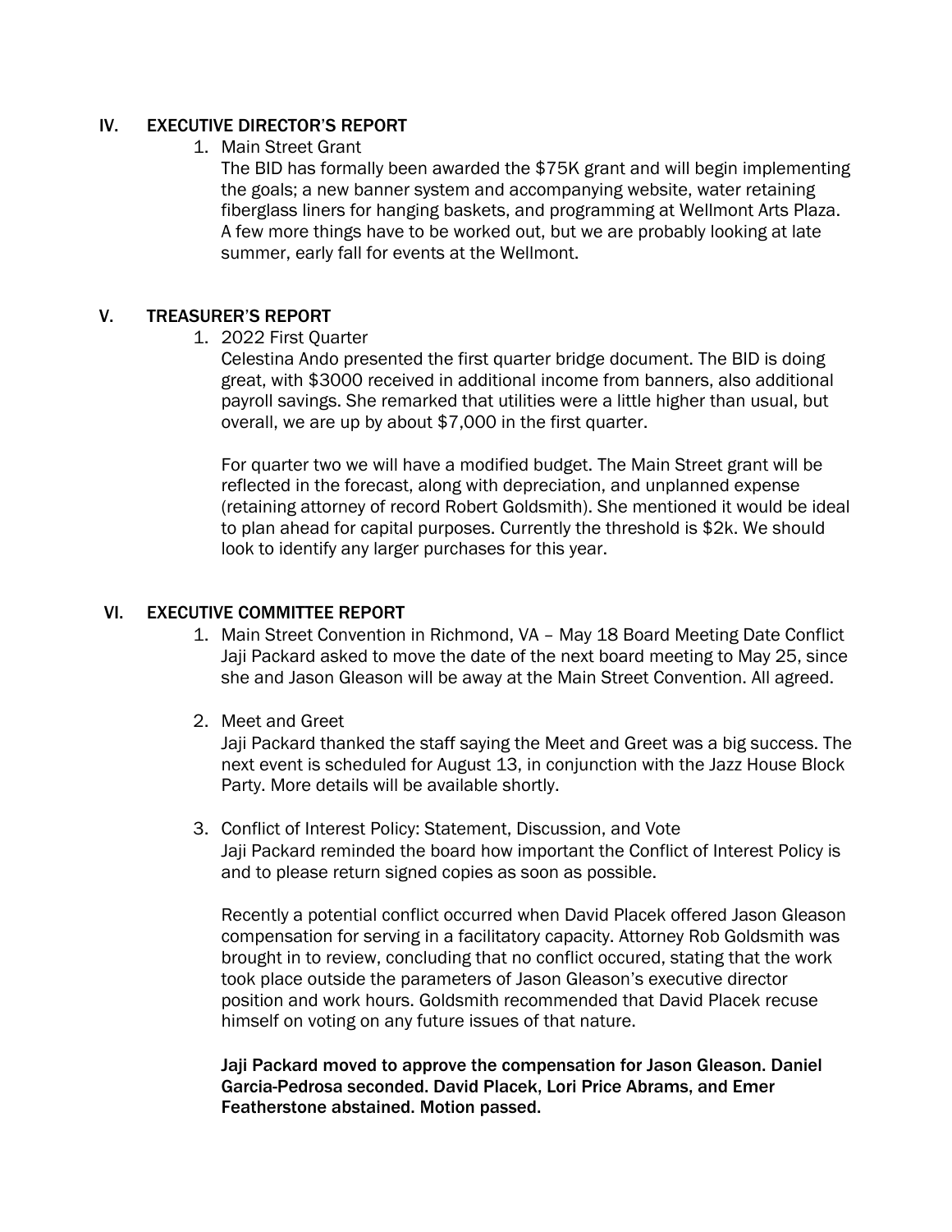## IV. EXECUTIVE DIRECTOR'S REPORT

1. Main Street Grant

   The BID has formally been awarded the $75K grant and will begin implementing the goals; a new banner system and accompanying website, water retaining fiberglass liners for hanging baskets, and programming at Wellmont Arts Plaza. A few more things have to be worked out, but we are probably looking at late summer, early fall for events at the Wellmont.

## V. TREASURER'S REPORT

1. 2022 First Quarter

   Celestina Ando presented the first quarter bridge document. The BID is doing great, with $3000 received in additional income from banners, also additional payroll savings. She remarked that utilities were a little higher than usual, but overall, we are up by about $7,000 in the first quarter.

   For quarter two we will have a modified budget. The Main Street grant will be reflected in the forecast, along with depreciation, and unplanned expense (retaining attorney of record Robert Goldsmith). She mentioned it would be ideal to plan ahead for capital purposes. Currently the threshold is $2k. We should look to identify any larger purchases for this year.

## VI. EXECUTIVE COMMITTEE REPORT

1. Main Street Convention in Richmond, VA – May 18 Board Meeting Date Conflict

   Jaji Packard asked to move the date of the next board meeting to May 25, since she and Jason Gleason will be away at the Main Street Convention. All agreed.

2. Meet and Greet

   Jaji Packard thanked the staff saying the Meet and Greet was a big success. The next event is scheduled for August 13, in conjunction with the Jazz House Block Party. More details will be available shortly.

3. Conflict of Interest Policy: Statement, Discussion, and Vote

   Jaji Packard reminded the board how important the Conflict of Interest Policy is and to please return signed copies as soon as possible.

   Recently a potential conflict occurred when David Placek offered Jason Gleason compensation for serving in a facilitatory capacity. Attorney Rob Goldsmith was brought in to review, concluding that no conflict occured, stating that the work took place outside the parameters of Jason Gleason's executive director position and work hours. Goldsmith recommended that David Placek recuse himself on voting on any future issues of that nature.

   **Jaji Packard moved to approve the compensation for Jason Gleason. Daniel Garcia-Pedrosa seconded. David Placek, Lori Price Abrams, and Emer Featherstone abstained. Motion passed.**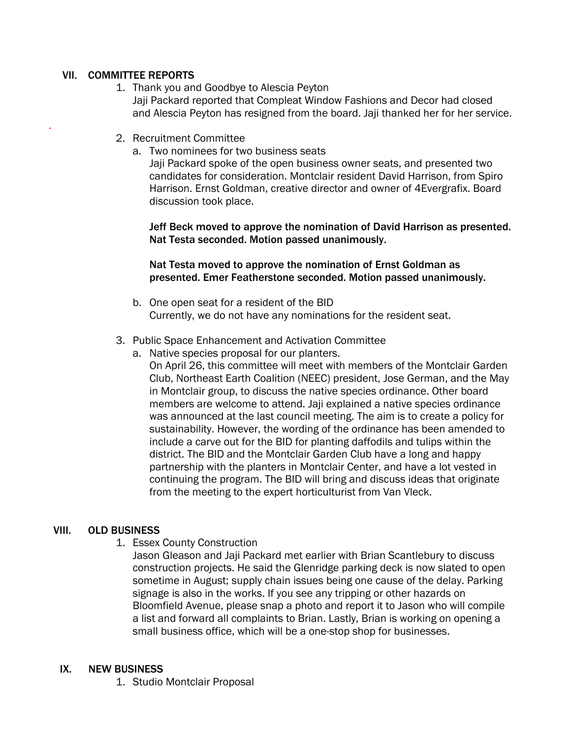## VII. COMMITTEE REPORTS

1. Thank you and Goodbye to Alescia Peyton
   Jaji Packard reported that Compleat Window Fashions and Decor had closed and Alescia Peyton has resigned from the board. Jaji thanked her for her service.

2. Recruitment Committee
   a. Two nominees for two business seats
      Jaji Packard spoke of the open business owner seats, and presented two candidates for consideration. Montclair resident David Harrison, from Spiro Harrison. Ernst Goldman, creative director and owner of 4Evergrafix. Board discussion took place.

      **Jeff Beck moved to approve the nomination of David Harrison as presented. Nat Testa seconded. Motion passed unanimously.**

      **Nat Testa moved to approve the nomination of Ernst Goldman as presented. Emer Featherstone seconded. Motion passed unanimously.**

   b. One open seat for a resident of the BID
      Currently, we do not have any nominations for the resident seat.

3. Public Space Enhancement and Activation Committee
   a. Native species proposal for our planters.
      On April 26, this committee will meet with members of the Montclair Garden Club, Northeast Earth Coalition (NEEC) president, Jose German, and the May in Montclair group, to discuss the native species ordinance. Other board members are welcome to attend. Jaji explained a native species ordinance was announced at the last council meeting. The aim is to create a policy for sustainability. However, the wording of the ordinance has been amended to include a carve out for the BID for planting daffodils and tulips within the district. The BID and the Montclair Garden Club have a long and happy partnership with the planters in Montclair Center, and have a lot vested in continuing the program. The BID will bring and discuss ideas that originate from the meeting to the expert horticulturist from Van Vleck.

## VIII. OLD BUSINESS

1. Essex County Construction
   Jason Gleason and Jaji Packard met earlier with Brian Scantlebury to discuss construction projects. He said the Glenridge parking deck is now slated to open sometime in August; supply chain issues being one cause of the delay. Parking signage is also in the works. If you see any tripping or other hazards on Bloomfield Avenue, please snap a photo and report it to Jason who will compile a list and forward all complaints to Brian. Lastly, Brian is working on opening a small business office, which will be a one-stop shop for businesses.

## IX. NEW BUSINESS

1. Studio Montclair Proposal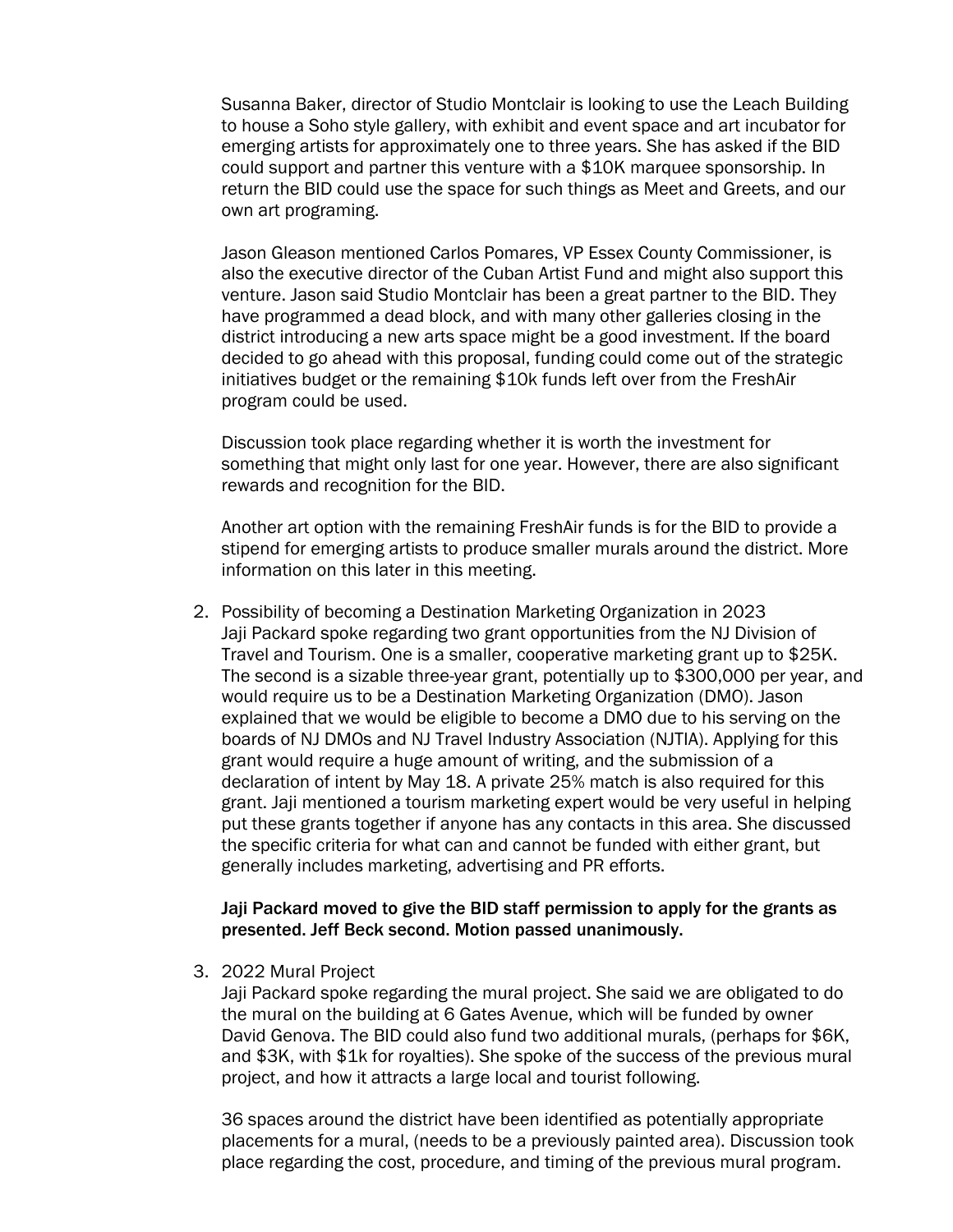Susanna Baker, director of Studio Montclair is looking to use the Leach Building to house a Soho style gallery, with exhibit and event space and art incubator for emerging artists for approximately one to three years. She has asked if the BID could support and partner this venture with a $10K marquee sponsorship. In return the BID could use the space for such things as Meet and Greets, and our own art programing.

Jason Gleason mentioned Carlos Pomares, VP Essex County Commissioner, is also the executive director of the Cuban Artist Fund and might also support this venture. Jason said Studio Montclair has been a great partner to the BID. They have programmed a dead block, and with many other galleries closing in the district introducing a new arts space might be a good investment. If the board decided to go ahead with this proposal, funding could come out of the strategic initiatives budget or the remaining $10k funds left over from the FreshAir program could be used.

Discussion took place regarding whether it is worth the investment for something that might only last for one year. However, there are also significant rewards and recognition for the BID.

Another art option with the remaining FreshAir funds is for the BID to provide a stipend for emerging artists to produce smaller murals around the district. More information on this later in this meeting.

2. Possibility of becoming a Destination Marketing Organization in 2023
   Jaji Packard spoke regarding two grant opportunities from the NJ Division of Travel and Tourism. One is a smaller, cooperative marketing grant up to $25K. The second is a sizable three-year grant, potentially up to $300,000 per year, and would require us to be a Destination Marketing Organization (DMO). Jason explained that we would be eligible to become a DMO due to his serving on the boards of NJ DMOs and NJ Travel Industry Association (NJTIA). Applying for this grant would require a huge amount of writing, and the submission of a declaration of intent by May 18. A private 25% match is also required for this grant. Jaji mentioned a tourism marketing expert would be very useful in helping put these grants together if anyone has any contacts in this area. She discussed the specific criteria for what can and cannot be funded with either grant, but generally includes marketing, advertising and PR efforts.

   **Jaji Packard moved to give the BID staff permission to apply for the grants as presented. Jeff Beck second. Motion passed unanimously.**

3. 2022 Mural Project
   Jaji Packard spoke regarding the mural project. She said we are obligated to do the mural on the building at 6 Gates Avenue, which will be funded by owner David Genova. The BID could also fund two additional murals, (perhaps for $6K, and $3K, with $1k for royalties). She spoke of the success of the previous mural project, and how it attracts a large local and tourist following.

   36 spaces around the district have been identified as potentially appropriate placements for a mural, (needs to be a previously painted area). Discussion took place regarding the cost, procedure, and timing of the previous mural program.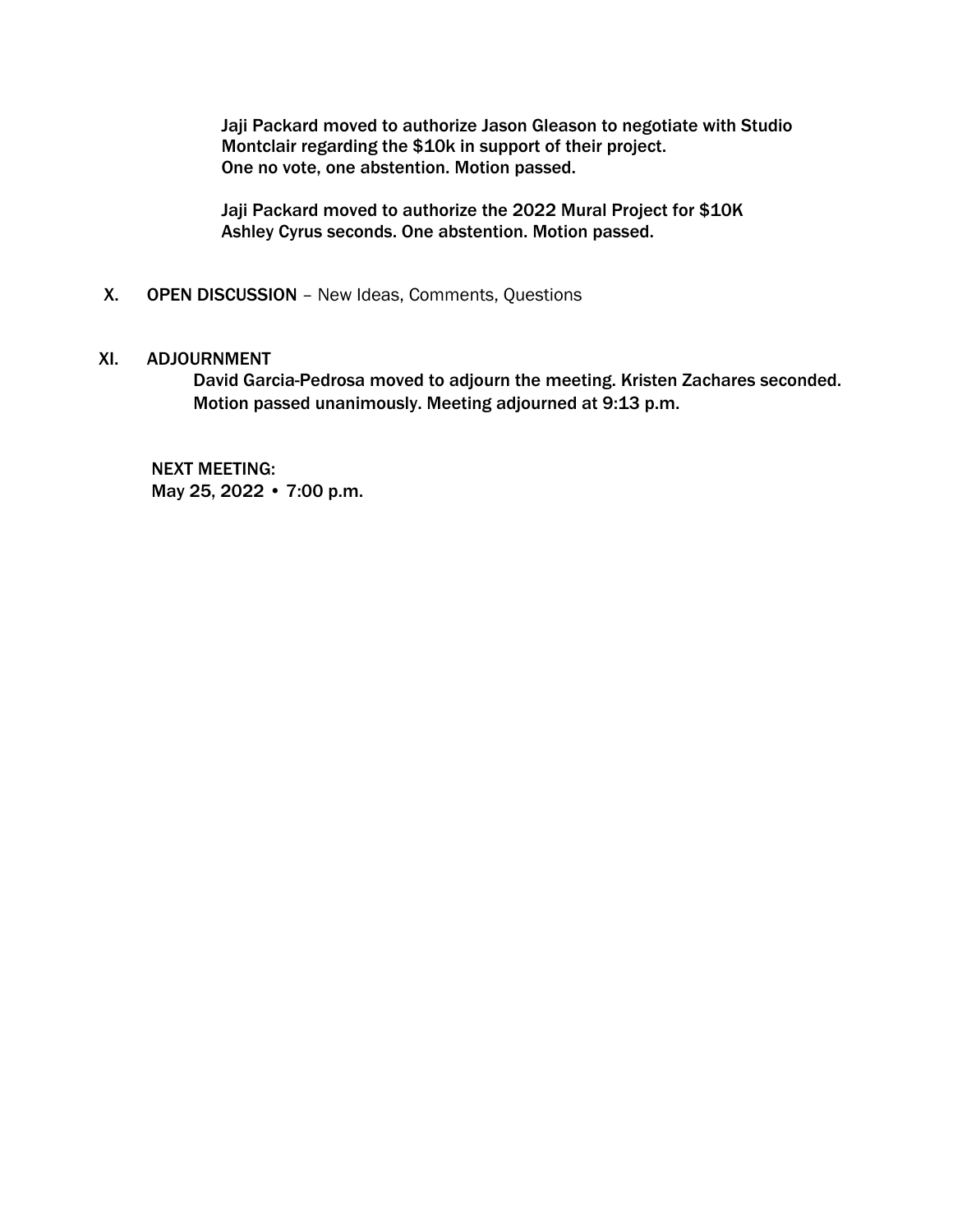**Jaji Packard moved to authorize Jason Gleason to negotiate with Studio Montclair regarding the $10k in support of their project.**
**One no vote, one abstention. Motion passed.**

**Jaji Packard moved to authorize the 2022 Mural Project for $10K**
**Ashley Cyrus seconds. One abstention. Motion passed.**

**X. OPEN DISCUSSION** – New Ideas, Comments, Questions

**XI. ADJOURNMENT**

**David Garcia-Pedrosa moved to adjourn the meeting. Kristen Zachares seconded. Motion passed unanimously. Meeting adjourned at 9:13 p.m.**

**NEXT MEETING:**
**May 25, 2022 • 7:00 p.m.**